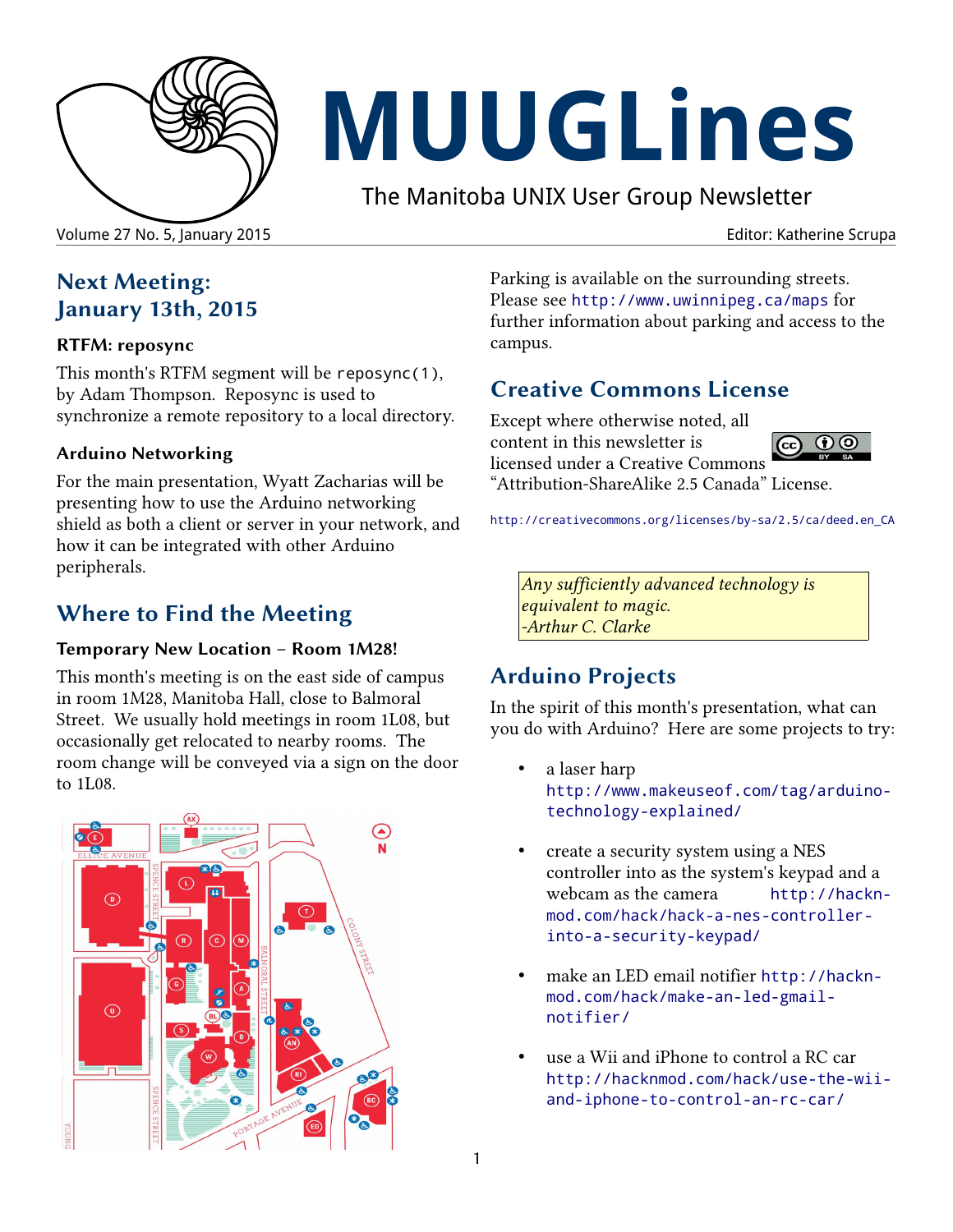# MUUGLines

The Manitoba UNIX User Group Newsletter

Volume 27 No. 5, January 2015 Editor: Katherine Scrupa

## Next Meeting: January 13th, 2015

### RTFM: reposync

This month's RTFM segment will be `reposync(1)`, by Adam Thompson. Reposync is used to synchronize a remote repository to a local directory.

### Arduino Networking

For the main presentation, Wyatt Zacharias will be presenting how to use the Arduino networking shield as both a client or server in your network, and how it can be integrated with other Arduino peripherals.

## Where to Find the Meeting

### Temporary New Location – Room 1M28!

This month's meeting is on the east side of campus in room 1M28, Manitoba Hall, close to Balmoral Street. We usually hold meetings in room 1L08, but occasionally get relocated to nearby rooms. The room change will be conveyed via a sign on the door to 1L08.

Parking is available on the surrounding streets. Please see http://www.uwinnipeg.ca/maps for further information about parking and access to the campus.

## Creative Commons License

Except where otherwise noted, all content in this newsletter is licensed under a Creative Commons "Attribution-ShareAlike 2.5 Canada" License.

http://creativecommons.org/licenses/by-sa/2.5/ca/deed.en_CA

> *Any sufficiently advanced technology is equivalent to magic.*
> *-Arthur C. Clarke*

## Arduino Projects

In the spirit of this month's presentation, what can you do with Arduino? Here are some projects to try:

- a laser harp http://www.makeuseof.com/tag/arduino-technology-explained/
- create a security system using a NES controller into as the system's keypad and a webcam as the camera http://hackn-mod.com/hack/hack-a-nes-controller-into-a-security-keypad/
- make an LED email notifier http://hackn-mod.com/hack/make-an-led-gmail-notifier/
- use a Wii and iPhone to control a RC car http://hacknmod.com/hack/use-the-wii-and-iphone-to-control-an-rc-car/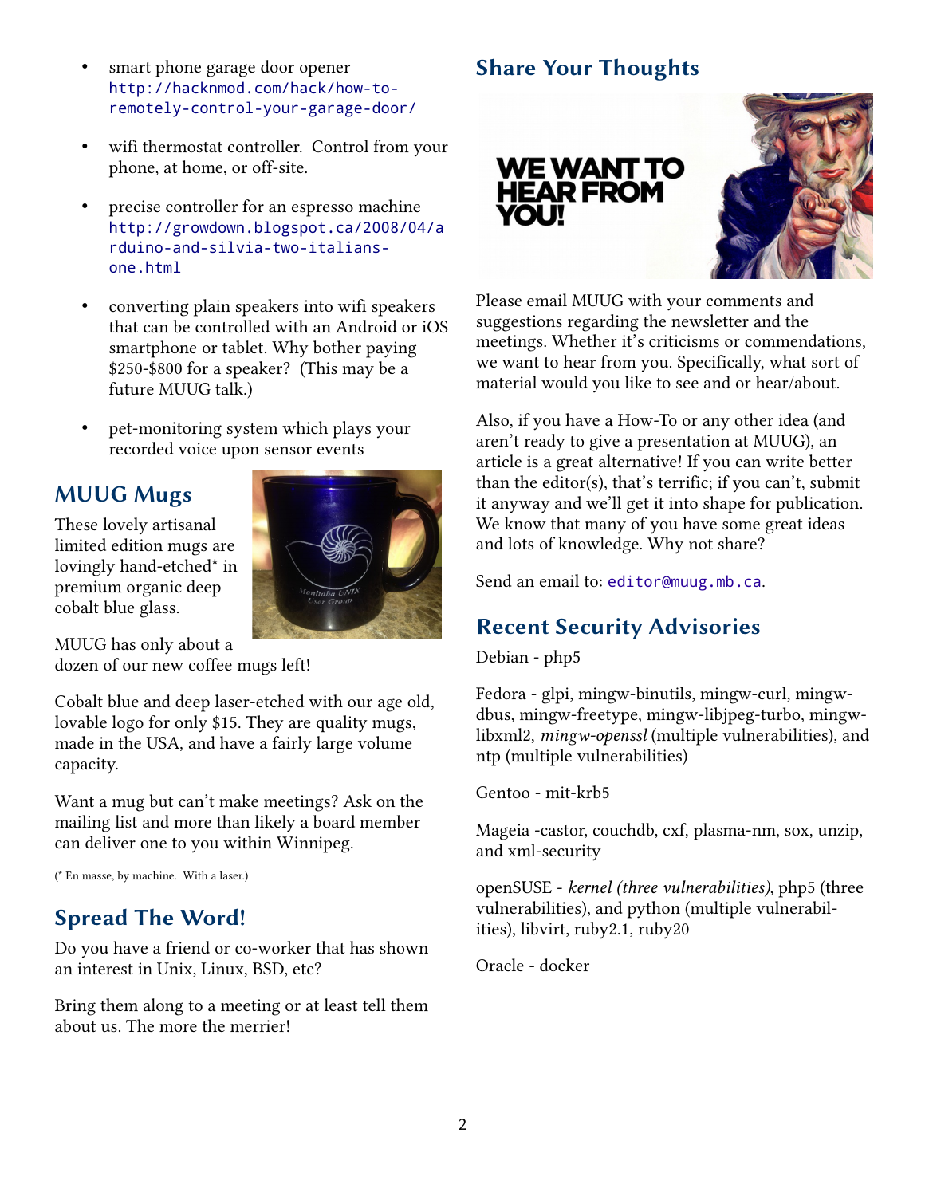- smart phone garage door opener http://hacknmod.com/hack/how-to-remotely-control-your-garage-door/

- wifi thermostat controller. Control from your phone, at home, or off-site.

- precise controller for an espresso machine http://growdown.blogspot.ca/2008/04/arduino-and-silvia-two-italians-one.html

- converting plain speakers into wifi speakers that can be controlled with an Android or iOS smartphone or tablet. Why bother paying $250-$800 for a speaker? (This may be a future MUUG talk.)

- pet-monitoring system which plays your recorded voice upon sensor events

## MUUG Mugs

These lovely artisanal limited edition mugs are lovingly hand-etched* in premium organic deep cobalt blue glass.

MUUG has only about a dozen of our new coffee mugs left!

Cobalt blue and deep laser-etched with our age old, lovable logo for only $15. They are quality mugs, made in the USA, and have a fairly large volume capacity.

Want a mug but can't make meetings? Ask on the mailing list and more than likely a board member can deliver one to you within Winnipeg.

(* En masse, by machine. With a laser.)

## Spread The Word!

Do you have a friend or co-worker that has shown an interest in Unix, Linux, BSD, etc?

Bring them along to a meeting or at least tell them about us. The more the merrier!

## Share Your Thoughts

Please email MUUG with your comments and suggestions regarding the newsletter and the meetings. Whether it's criticisms or commendations, we want to hear from you. Specifically, what sort of material would you like to see and or hear/about.

Also, if you have a How-To or any other idea (and aren't ready to give a presentation at MUUG), an article is a great alternative! If you can write better than the editor(s), that's terrific; if you can't, submit it anyway and we'll get it into shape for publication. We know that many of you have some great ideas and lots of knowledge. Why not share?

Send an email to: editor@muug.mb.ca.

## Recent Security Advisories

Debian - php5

Fedora - glpi, mingw-binutils, mingw-curl, mingw-dbus, mingw-freetype, mingw-libjpeg-turbo, mingw-libxml2, *mingw-openssl* (multiple vulnerabilities), and ntp (multiple vulnerabilities)

Gentoo - mit-krb5

Mageia -castor, couchdb, cxf, plasma-nm, sox, unzip, and xml-security

openSUSE - *kernel (three vulnerabilities)*, php5 (three vulnerabilities), and python (multiple vulnerabilities), libvirt, ruby2.1, ruby20

Oracle - docker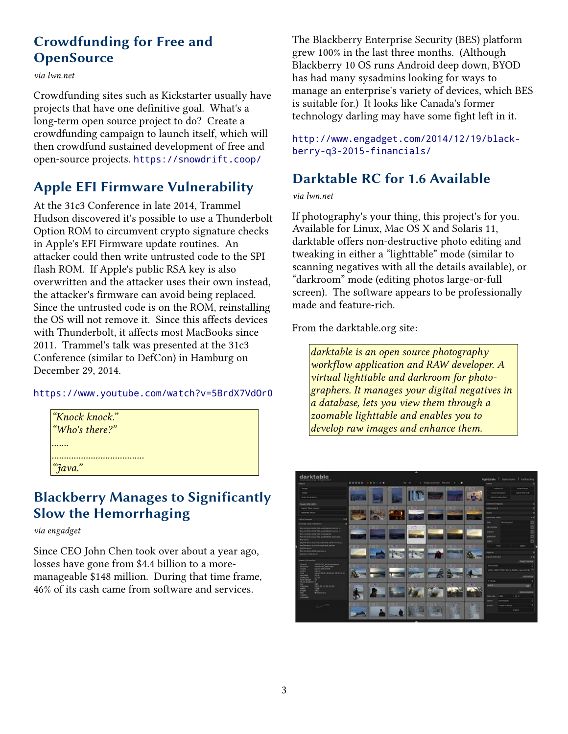## Crowdfunding for Free and OpenSource

*via lwn.net*

Crowdfunding sites such as Kickstarter usually have projects that have one definitive goal. What's a long-term open source project to do? Create a crowdfunding campaign to launch itself, which will then crowdfund sustained development of free and open-source projects. https://snowdrift.coop/

## Apple EFI Firmware Vulnerability

At the 31c3 Conference in late 2014, Trammel Hudson discovered it's possible to use a Thunderbolt Option ROM to circumvent crypto signature checks in Apple's EFI Firmware update routines. An attacker could then write untrusted code to the SPI flash ROM. If Apple's public RSA key is also overwritten and the attacker uses their own instead, the attacker's firmware can avoid being replaced. Since the untrusted code is on the ROM, reinstalling the OS will not remove it. Since this affects devices with Thunderbolt, it affects most MacBooks since 2011. Trammel's talk was presented at the 31c3 Conference (similar to DefCon) in Hamburg on December 29, 2014.

https://www.youtube.com/watch?v=5BrdX7VdOr0

> *"Knock knock."*
> *"Who's there?"*
> *.......*
> *.......................................*
> *"Java."*

## Blackberry Manages to Significantly Slow the Hemorrhaging

*via engadget*

Since CEO John Chen took over about a year ago, losses have gone from $4.4 billion to a more-manageable $148 million. During that time frame, 46% of its cash came from software and services. The Blackberry Enterprise Security (BES) platform grew 100% in the last three months. (Although Blackberry 10 OS runs Android deep down, BYOD has had many sysadmins looking for ways to manage an enterprise's variety of devices, which BES is suitable for.) It looks like Canada's former technology darling may have some fight left in it.

http://www.engadget.com/2014/12/19/blackberry-q3-2015-financials/

## Darktable RC for 1.6 Available

*via lwn.net*

If photography's your thing, this project's for you. Available for Linux, Mac OS X and Solaris 11, darktable offers non-destructive photo editing and tweaking in either a "lighttable" mode (similar to scanning negatives with all the details available), or "darkroom" mode (editing photos large-or-full screen). The software appears to be professionally made and feature-rich.

From the darktable.org site:

> *darktable is an open source photography workflow application and RAW developer. A virtual lighttable and darkroom for photographers. It manages your digital negatives in a database, lets you view them through a zoomable lighttable and enables you to develop raw images and enhance them.*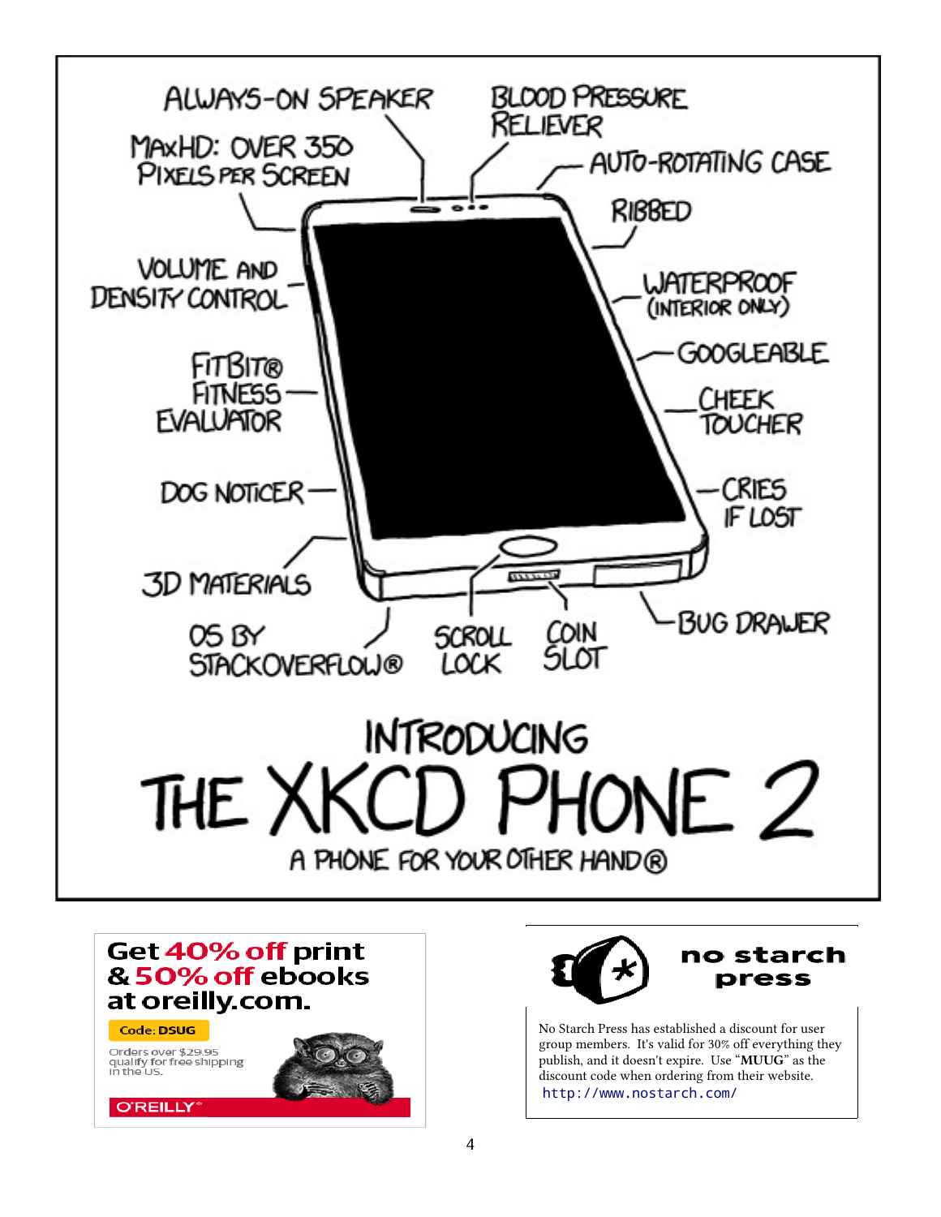ALWAYS-ON SPEAKER

BLOOD PRESSURE RELIEVER

MAXHD: OVER 350 PIXELS PER SCREEN

AUTO-ROTATING CASE

RIBBED

VOLUME AND DENSITY CONTROL

WATERPROOF (INTERIOR ONLY)

FITBIT® FITNESS EVALUATOR

GOOGLEABLE

CHEEK TOUCHER

DOG NOTICER

CRIES IF LOST

3D MATERIALS

OS BY STACKOVERFLOW®

SCROLL LOCK

COIN SLOT

BUG DRAWER

INTRODUCING

# THE XKCD PHONE 2

A PHONE FOR YOUR OTHER HAND®

---

**Get 40% off print & 50% off ebooks at oreilly.com.**

Code: DSUG

Orders over $29.95 qualify for free shipping in the US.

O'REILLY

---

**no starch press**

No Starch Press has established a discount for user group members. It's valid for 30% off everything they publish, and it doesn't expire. Use "**MUUG**" as the discount code when ordering from their website.

http://www.nostarch.com/